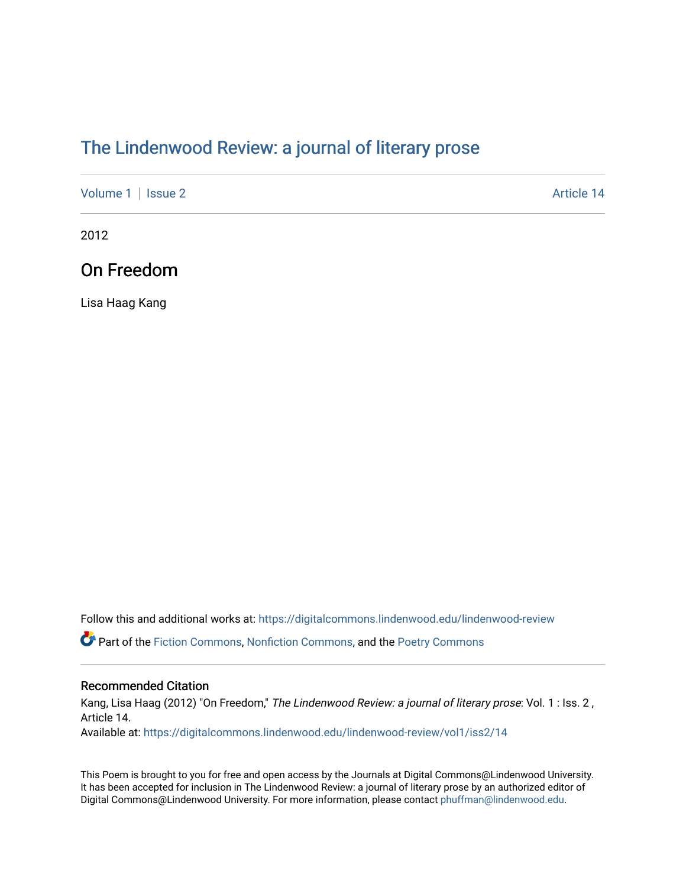# The Lindenwood Review: a journal of literary prose

Volume 1 | Issue 2 Article 14

2012

## On Freedom

Lisa Haag Kang

Follow this and additional works at: https://digitalcommons.lindenwood.edu/lindenwood-review

Part of the Fiction Commons, Nonfiction Commons, and the Poetry Commons

### Recommended Citation

Kang, Lisa Haag (2012) "On Freedom," *The Lindenwood Review: a journal of literary prose*: Vol. 1 : Iss. 2 , Article 14.
Available at: https://digitalcommons.lindenwood.edu/lindenwood-review/vol1/iss2/14

This Poem is brought to you for free and open access by the Journals at Digital Commons@Lindenwood University. It has been accepted for inclusion in The Lindenwood Review: a journal of literary prose by an authorized editor of Digital Commons@Lindenwood University. For more information, please contact phuffman@lindenwood.edu.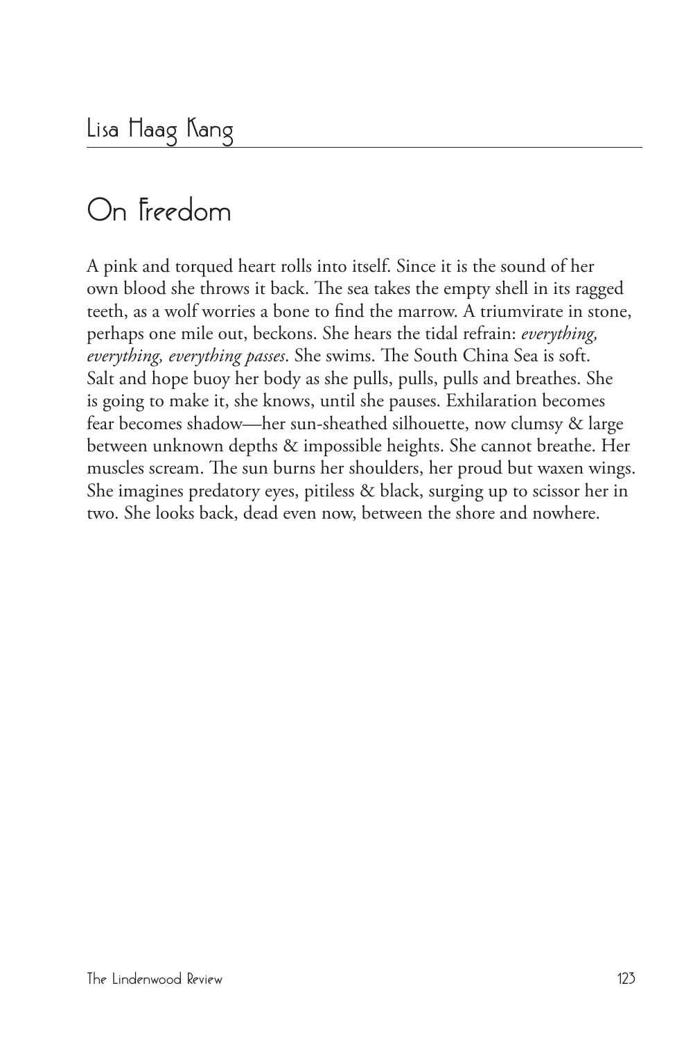Lisa Haag Kang

# On Freedom

A pink and torqued heart rolls into itself. Since it is the sound of her own blood she throws it back. The sea takes the empty shell in its ragged teeth, as a wolf worries a bone to find the marrow. A triumvirate in stone, perhaps one mile out, beckons. She hears the tidal refrain: *everything, everything, everything passes*. She swims. The South China Sea is soft. Salt and hope buoy her body as she pulls, pulls, pulls and breathes. She is going to make it, she knows, until she pauses. Exhilaration becomes fear becomes shadow—her sun-sheathed silhouette, now clumsy & large between unknown depths & impossible heights. She cannot breathe. Her muscles scream. The sun burns her shoulders, her proud but waxen wings. She imagines predatory eyes, pitiless & black, surging up to scissor her in two. She looks back, dead even now, between the shore and nowhere.